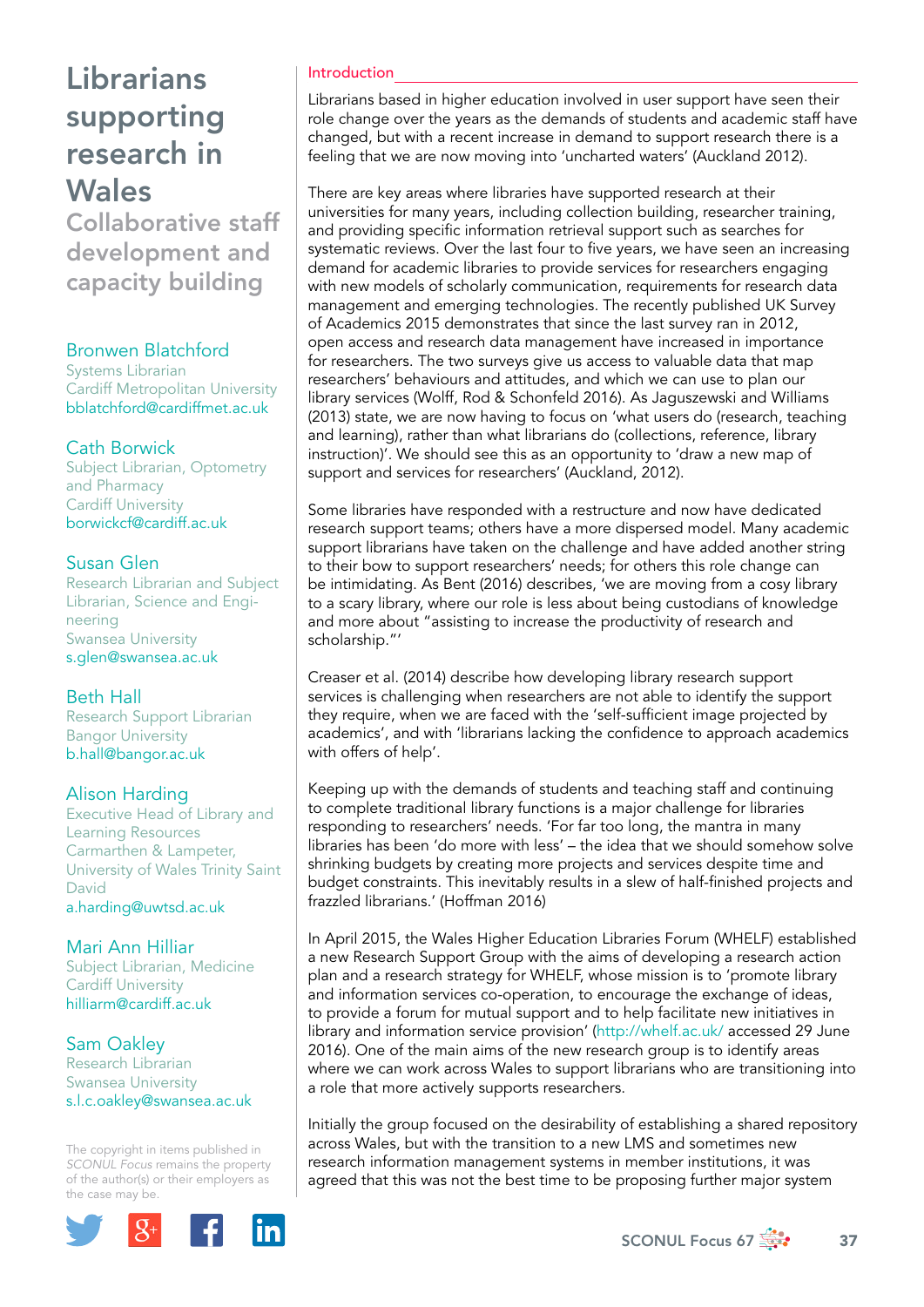# Librarians supporting research in Wales

## Collaborative staff development and capacity building

**Bronwen Blatchford**
Systems Librarian
Cardiff Metropolitan University
bblatchford@cardiffmet.ac.uk

**Cath Borwick**
Subject Librarian, Optometry and Pharmacy
Cardiff University
borwickcf@cardiff.ac.uk

**Susan Glen**
Research Librarian and Subject Librarian, Science and Engineering
Swansea University
s.glen@swansea.ac.uk

**Beth Hall**
Research Support Librarian
Bangor University
b.hall@bangor.ac.uk

**Alison Harding**
Executive Head of Library and Learning Resources
Carmarthen & Lampeter, University of Wales Trinity Saint David
a.harding@uwtsd.ac.uk

**Mari Ann Hilliar**
Subject Librarian, Medicine
Cardiff University
hilliarm@cardiff.ac.uk

**Sam Oakley**
Research Librarian
Swansea University
s.l.c.oakley@swansea.ac.uk

The copyright in items published in *SCONUL Focus* remains the property of the author(s) or their employers as the case may be.

### Introduction

Librarians based in higher education involved in user support have seen their role change over the years as the demands of students and academic staff have changed, but with a recent increase in demand to support research there is a feeling that we are now moving into 'uncharted waters' (Auckland 2012).

There are key areas where libraries have supported research at their universities for many years, including collection building, researcher training, and providing specific information retrieval support such as searches for systematic reviews. Over the last four to five years, we have seen an increasing demand for academic libraries to provide services for researchers engaging with new models of scholarly communication, requirements for research data management and emerging technologies. The recently published UK Survey of Academics 2015 demonstrates that since the last survey ran in 2012, open access and research data management have increased in importance for researchers. The two surveys give us access to valuable data that map researchers' behaviours and attitudes, and which we can use to plan our library services (Wolff, Rod & Schonfeld 2016). As Jaguszewski and Williams (2013) state, we are now having to focus on 'what users do (research, teaching and learning), rather than what librarians do (collections, reference, library instruction)'. We should see this as an opportunity to 'draw a new map of support and services for researchers' (Auckland, 2012).

Some libraries have responded with a restructure and now have dedicated research support teams; others have a more dispersed model. Many academic support librarians have taken on the challenge and have added another string to their bow to support researchers' needs; for others this role change can be intimidating. As Bent (2016) describes, 'we are moving from a cosy library to a scary library, where our role is less about being custodians of knowledge and more about "assisting to increase the productivity of research and scholarship."'

Creaser et al. (2014) describe how developing library research support services is challenging when researchers are not able to identify the support they require, when we are faced with the 'self-sufficient image projected by academics', and with 'librarians lacking the confidence to approach academics with offers of help'.

Keeping up with the demands of students and teaching staff and continuing to complete traditional library functions is a major challenge for libraries responding to researchers' needs. 'For far too long, the mantra in many libraries has been 'do more with less' – the idea that we should somehow solve shrinking budgets by creating more projects and services despite time and budget constraints. This inevitably results in a slew of half-finished projects and frazzled librarians.' (Hoffman 2016)

In April 2015, the Wales Higher Education Libraries Forum (WHELF) established a new Research Support Group with the aims of developing a research action plan and a research strategy for WHELF, whose mission is to 'promote library and information services co-operation, to encourage the exchange of ideas, to provide a forum for mutual support and to help facilitate new initiatives in library and information service provision' (http://whelf.ac.uk/ accessed 29 June 2016). One of the main aims of the new research group is to identify areas where we can work across Wales to support librarians who are transitioning into a role that more actively supports researchers.

Initially the group focused on the desirability of establishing a shared repository across Wales, but with the transition to a new LMS and sometimes new research information management systems in member institutions, it was agreed that this was not the best time to be proposing further major system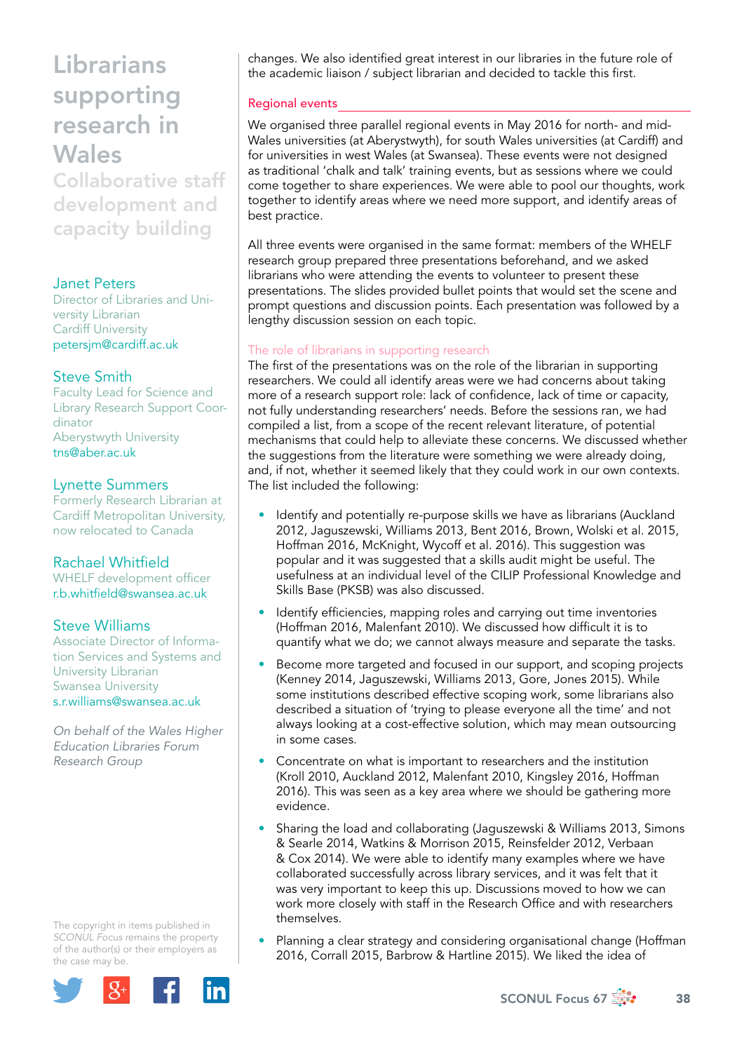# Librarians supporting research in Wales

## Collaborative staff development and capacity building

**Janet Peters**
Director of Libraries and University Librarian
Cardiff University
petersjm@cardiff.ac.uk

**Steve Smith**
Faculty Lead for Science and Library Research Support Coordinator
Aberystwyth University
tns@aber.ac.uk

**Lynette Summers**
Formerly Research Librarian at Cardiff Metropolitan University, now relocated to Canada

**Rachael Whitfield**
WHELF development officer
r.b.whitfield@swansea.ac.uk

**Steve Williams**
Associate Director of Information Services and Systems and University Librarian
Swansea University
s.r.williams@swansea.ac.uk

*On behalf of the Wales Higher Education Libraries Forum Research Group*

The copyright in items published in *SCONUL Focus* remains the property of the author(s) or their employers as the case may be.

changes. We also identified great interest in our libraries in the future role of the academic liaison / subject librarian and decided to tackle this first.

### Regional events

We organised three parallel regional events in May 2016 for north- and mid-Wales universities (at Aberystwyth), for south Wales universities (at Cardiff) and for universities in west Wales (at Swansea). These events were not designed as traditional 'chalk and talk' training events, but as sessions where we could come together to share experiences. We were able to pool our thoughts, work together to identify areas where we need more support, and identify areas of best practice.

All three events were organised in the same format: members of the WHELF research group prepared three presentations beforehand, and we asked librarians who were attending the events to volunteer to present these presentations. The slides provided bullet points that would set the scene and prompt questions and discussion points. Each presentation was followed by a lengthy discussion session on each topic.

#### The role of librarians in supporting research

The first of the presentations was on the role of the librarian in supporting researchers. We could all identify areas were we had concerns about taking more of a research support role: lack of confidence, lack of time or capacity, not fully understanding researchers' needs. Before the sessions ran, we had compiled a list, from a scope of the recent relevant literature, of potential mechanisms that could help to alleviate these concerns. We discussed whether the suggestions from the literature were something we were already doing, and, if not, whether it seemed likely that they could work in our own contexts. The list included the following:

- Identify and potentially re-purpose skills we have as librarians (Auckland 2012, Jaguszewski, Williams 2013, Bent 2016, Brown, Wolski et al. 2015, Hoffman 2016, McKnight, Wycoff et al. 2016). This suggestion was popular and it was suggested that a skills audit might be useful. The usefulness at an individual level of the CILIP Professional Knowledge and Skills Base (PKSB) was also discussed.
- Identify efficiencies, mapping roles and carrying out time inventories (Hoffman 2016, Malenfant 2010). We discussed how difficult it is to quantify what we do; we cannot always measure and separate the tasks.
- Become more targeted and focused in our support, and scoping projects (Kenney 2014, Jaguszewski, Williams 2013, Gore, Jones 2015). While some institutions described effective scoping work, some librarians also described a situation of 'trying to please everyone all the time' and not always looking at a cost-effective solution, which may mean outsourcing in some cases.
- Concentrate on what is important to researchers and the institution (Kroll 2010, Auckland 2012, Malenfant 2010, Kingsley 2016, Hoffman 2016). This was seen as a key area where we should be gathering more evidence.
- Sharing the load and collaborating (Jaguszewski & Williams 2013, Simons & Searle 2014, Watkins & Morrison 2015, Reinsfelder 2012, Verbaan & Cox 2014). We were able to identify many examples where we have collaborated successfully across library services, and it was felt that it was very important to keep this up. Discussions moved to how we can work more closely with staff in the Research Office and with researchers themselves.
- Planning a clear strategy and considering organisational change (Hoffman 2016, Corrall 2015, Barbrow & Hartline 2015). We liked the idea of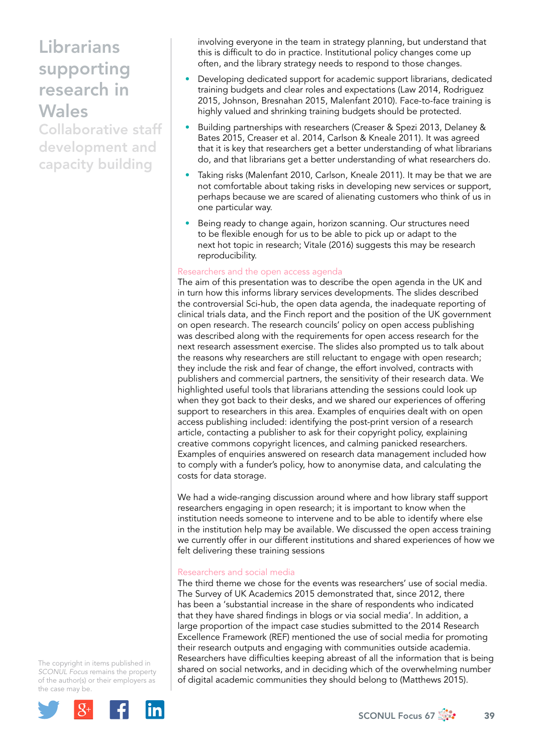involving everyone in the team in strategy planning, but understand that this is difficult to do in practice. Institutional policy changes come up often, and the library strategy needs to respond to those changes.

- Developing dedicated support for academic support librarians, dedicated training budgets and clear roles and expectations (Law 2014, Rodriguez 2015, Johnson, Bresnahan 2015, Malenfant 2010). Face-to-face training is highly valued and shrinking training budgets should be protected.
- Building partnerships with researchers (Creaser & Spezi 2013, Delaney & Bates 2015, Creaser et al. 2014, Carlson & Kneale 2011). It was agreed that it is key that researchers get a better understanding of what librarians do, and that librarians get a better understanding of what researchers do.
- Taking risks (Malenfant 2010, Carlson, Kneale 2011). It may be that we are not comfortable about taking risks in developing new services or support, perhaps because we are scared of alienating customers who think of us in one particular way.
- Being ready to change again, horizon scanning. Our structures need to be flexible enough for us to be able to pick up or adapt to the next hot topic in research; Vitale (2016) suggests this may be research reproducibility.

### Researchers and the open access agenda

The aim of this presentation was to describe the open agenda in the UK and in turn how this informs library services developments. The slides described the controversial Sci-hub, the open data agenda, the inadequate reporting of clinical trials data, and the Finch report and the position of the UK government on open research. The research councils' policy on open access publishing was described along with the requirements for open access research for the next research assessment exercise. The slides also prompted us to talk about the reasons why researchers are still reluctant to engage with open research; they include the risk and fear of change, the effort involved, contracts with publishers and commercial partners, the sensitivity of their research data. We highlighted useful tools that librarians attending the sessions could look up when they got back to their desks, and we shared our experiences of offering support to researchers in this area. Examples of enquiries dealt with on open access publishing included: identifying the post-print version of a research article, contacting a publisher to ask for their copyright policy, explaining creative commons copyright licences, and calming panicked researchers. Examples of enquiries answered on research data management included how to comply with a funder's policy, how to anonymise data, and calculating the costs for data storage.

We had a wide-ranging discussion around where and how library staff support researchers engaging in open research; it is important to know when the institution needs someone to intervene and to be able to identify where else in the institution help may be available. We discussed the open access training we currently offer in our different institutions and shared experiences of how we felt delivering these training sessions

### Researchers and social media

The third theme we chose for the events was researchers' use of social media. The Survey of UK Academics 2015 demonstrated that, since 2012, there has been a 'substantial increase in the share of respondents who indicated that they have shared findings in blogs or via social media'. In addition, a large proportion of the impact case studies submitted to the 2014 Research Excellence Framework (REF) mentioned the use of social media for promoting their research outputs and engaging with communities outside academia. Researchers have difficulties keeping abreast of all the information that is being shared on social networks, and in deciding which of the overwhelming number of digital academic communities they should belong to (Matthews 2015).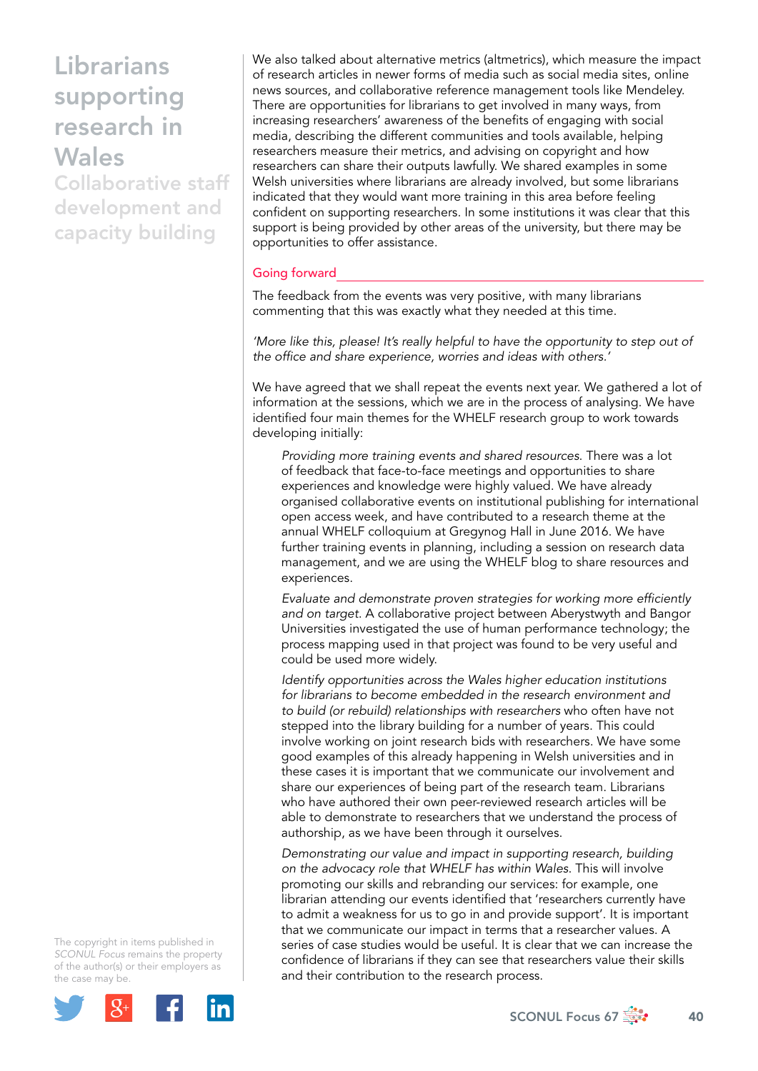We also talked about alternative metrics (altmetrics), which measure the impact of research articles in newer forms of media such as social media sites, online news sources, and collaborative reference management tools like Mendeley. There are opportunities for librarians to get involved in many ways, from increasing researchers' awareness of the benefits of engaging with social media, describing the different communities and tools available, helping researchers measure their metrics, and advising on copyright and how researchers can share their outputs lawfully. We shared examples in some Welsh universities where librarians are already involved, but some librarians indicated that they would want more training in this area before feeling confident on supporting researchers. In some institutions it was clear that this support is being provided by other areas of the university, but there may be opportunities to offer assistance.

## Going forward

The feedback from the events was very positive, with many librarians commenting that this was exactly what they needed at this time.

*'More like this, please! It's really helpful to have the opportunity to step out of the office and share experience, worries and ideas with others.'*

We have agreed that we shall repeat the events next year. We gathered a lot of information at the sessions, which we are in the process of analysing. We have identified four main themes for the WHELF research group to work towards developing initially:

> *Providing more training events and shared resources.* There was a lot of feedback that face-to-face meetings and opportunities to share experiences and knowledge were highly valued. We have already organised collaborative events on institutional publishing for international open access week, and have contributed to a research theme at the annual WHELF colloquium at Gregynog Hall in June 2016. We have further training events in planning, including a session on research data management, and we are using the WHELF blog to share resources and experiences.
>
> *Evaluate and demonstrate proven strategies for working more efficiently and on target.* A collaborative project between Aberystwyth and Bangor Universities investigated the use of human performance technology; the process mapping used in that project was found to be very useful and could be used more widely.
>
> *Identify opportunities across the Wales higher education institutions for librarians to become embedded in the research environment and to build (or rebuild) relationships with researchers* who often have not stepped into the library building for a number of years. This could involve working on joint research bids with researchers. We have some good examples of this already happening in Welsh universities and in these cases it is important that we communicate our involvement and share our experiences of being part of the research team. Librarians who have authored their own peer-reviewed research articles will be able to demonstrate to researchers that we understand the process of authorship, as we have been through it ourselves.
>
> *Demonstrating our value and impact in supporting research, building on the advocacy role that WHELF has within Wales.* This will involve promoting our skills and rebranding our services: for example, one librarian attending our events identified that 'researchers currently have to admit a weakness for us to go in and provide support'. It is important that we communicate our impact in terms that a researcher values. A series of case studies would be useful. It is clear that we can increase the confidence of librarians if they can see that researchers value their skills and their contribution to the research process.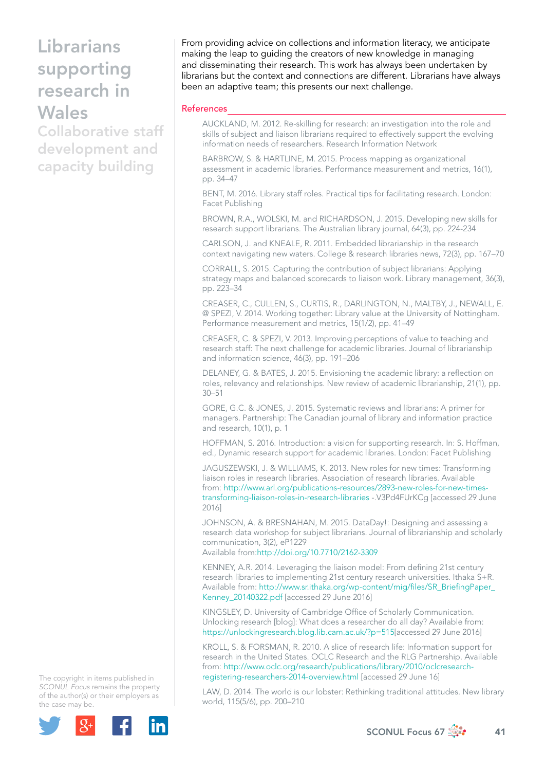From providing advice on collections and information literacy, we anticipate making the leap to guiding the creators of new knowledge in managing and disseminating their research. This work has always been undertaken by librarians but the context and connections are different. Librarians have always been an adaptive team; this presents our next challenge.

## References

AUCKLAND, M. 2012. Re-skilling for research: an investigation into the role and skills of subject and liaison librarians required to effectively support the evolving information needs of researchers. Research Information Network

BARBROW, S. & HARTLINE, M. 2015. Process mapping as organizational assessment in academic libraries. Performance measurement and metrics, 16(1), pp. 34–47

BENT, M. 2016. Library staff roles. Practical tips for facilitating research. London: Facet Publishing

BROWN, R.A., WOLSKI, M. and RICHARDSON, J. 2015. Developing new skills for research support librarians. The Australian library journal, 64(3), pp. 224-234

CARLSON, J. and KNEALE, R. 2011. Embedded librarianship in the research context navigating new waters. College & research libraries news, 72(3), pp. 167–70

CORRALL, S. 2015. Capturing the contribution of subject librarians: Applying strategy maps and balanced scorecards to liaison work. Library management, 36(3), pp. 223–34

CREASER, C., CULLEN, S., CURTIS, R., DARLINGTON, N., MALTBY, J., NEWALL, E. @ SPEZI, V. 2014. Working together: Library value at the University of Nottingham. Performance measurement and metrics, 15(1/2), pp. 41–49

CREASER, C. & SPEZI, V. 2013. Improving perceptions of value to teaching and research staff: The next challenge for academic libraries. Journal of librarianship and information science, 46(3), pp. 191–206

DELANEY, G. & BATES, J. 2015. Envisioning the academic library: a reflection on roles, relevancy and relationships. New review of academic librarianship, 21(1), pp. 30–51

GORE, G.C. & JONES, J. 2015. Systematic reviews and librarians: A primer for managers. Partnership: The Canadian journal of library and information practice and research, 10(1), p. 1

HOFFMAN, S. 2016. Introduction: a vision for supporting research. In: S. Hoffman, ed., Dynamic research support for academic libraries. London: Facet Publishing

JAGUSZEWSKI, J. & WILLIAMS, K. 2013. New roles for new times: Transforming liaison roles in research libraries. Association of research libraries. Available from: http://www.arl.org/publications-resources/2893-new-roles-for-new-times-transforming-liaison-roles-in-research-libraries -.V3Pd4FUrKCg [accessed 29 June 2016]

JOHNSON, A. & BRESNAHAN, M. 2015. DataDay!: Designing and assessing a research data workshop for subject librarians. Journal of librarianship and scholarly communication, 3(2), eP1229
Available from:http://doi.org/10.7710/2162-3309

KENNEY, A.R. 2014. Leveraging the liaison model: From defining 21st century research libraries to implementing 21st century research universities. Ithaka S+R. Available from: http://www.sr.ithaka.org/wp-content/mig/files/SR_BriefingPaper_Kenney_20140322.pdf [accessed 29 June 2016]

KINGSLEY, D. University of Cambridge Office of Scholarly Communication. Unlocking research [blog]: What does a researcher do all day? Available from: https://unlockingresearch.blog.lib.cam.ac.uk/?p=515[accessed 29 June 2016]

KROLL, S. & FORSMAN, R. 2010. A slice of research life: Information support for research in the United States. OCLC Research and the RLG Partnership. Available from: http://www.oclc.org/research/publications/library/2010/oclcresearch-registering-researchers-2014-overview.html [accessed 29 June 16]

LAW, D. 2014. The world is our lobster: Rethinking traditional attitudes. New library world, 115(5/6), pp. 200–210

The copyright in items published in *SCONUL Focus* remains the property of the author(s) or their employers as the case may be.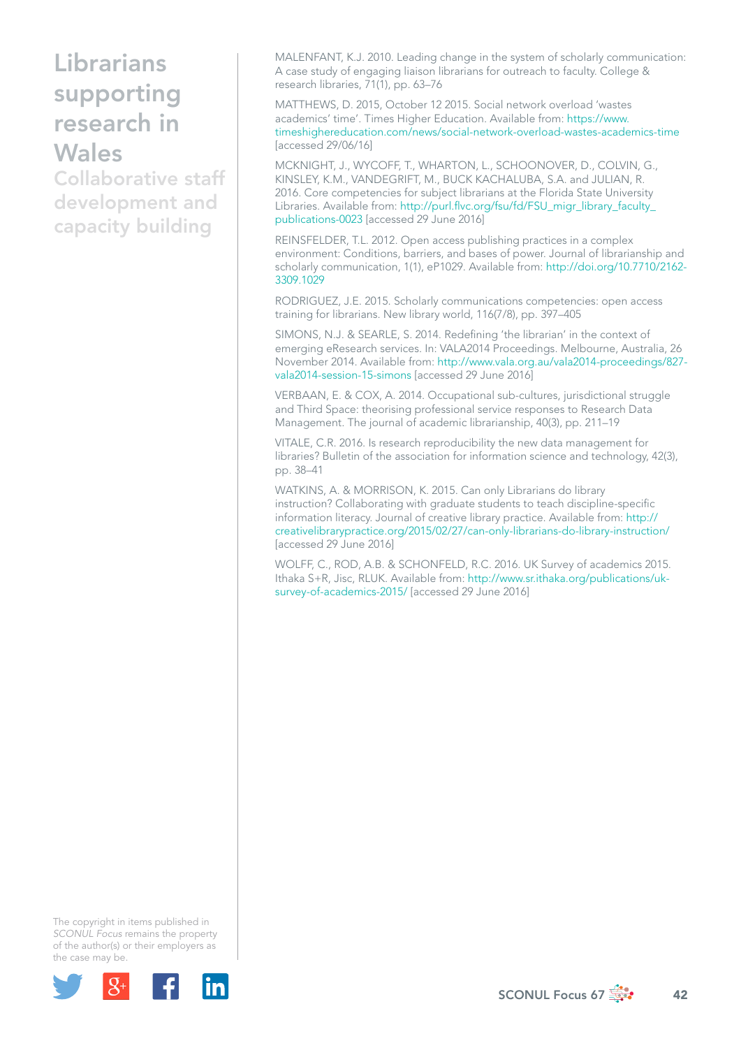MALENFANT, K.J. 2010. Leading change in the system of scholarly communication: A case study of engaging liaison librarians for outreach to faculty. College & research libraries, 71(1), pp. 63–76

MATTHEWS, D. 2015, October 12 2015. Social network overload 'wastes academics' time'. Times Higher Education. Available from: https://www.timeshighereducation.com/news/social-network-overload-wastes-academics-time [accessed 29/06/16]

MCKNIGHT, J., WYCOFF, T., WHARTON, L., SCHOONOVER, D., COLVIN, G., KINSLEY, K.M., VANDEGRIFT, M., BUCK KACHALUBA, S.A. and JULIAN, R. 2016. Core competencies for subject librarians at the Florida State University Libraries. Available from: http://purl.flvc.org/fsu/fd/FSU_migr_library_faculty_publications-0023 [accessed 29 June 2016]

REINSFELDER, T.L. 2012. Open access publishing practices in a complex environment: Conditions, barriers, and bases of power. Journal of librarianship and scholarly communication, 1(1), eP1029. Available from: http://doi.org/10.7710/2162-3309.1029

RODRIGUEZ, J.E. 2015. Scholarly communications competencies: open access training for librarians. New library world, 116(7/8), pp. 397–405

SIMONS, N.J. & SEARLE, S. 2014. Redefining 'the librarian' in the context of emerging eResearch services. In: VALA2014 Proceedings. Melbourne, Australia, 26 November 2014. Available from: http://www.vala.org.au/vala2014-proceedings/827-vala2014-session-15-simons [accessed 29 June 2016]

VERBAAN, E. & COX, A. 2014. Occupational sub-cultures, jurisdictional struggle and Third Space: theorising professional service responses to Research Data Management. The journal of academic librarianship, 40(3), pp. 211–19

VITALE, C.R. 2016. Is research reproducibility the new data management for libraries? Bulletin of the association for information science and technology, 42(3), pp. 38–41

WATKINS, A. & MORRISON, K. 2015. Can only Librarians do library instruction? Collaborating with graduate students to teach discipline-specific information literacy. Journal of creative library practice. Available from: http://creativelibrarypractice.org/2015/02/27/can-only-librarians-do-library-instruction/ [accessed 29 June 2016]

WOLFF, C., ROD, A.B. & SCHONFELD, R.C. 2016. UK Survey of academics 2015. Ithaka S+R, Jisc, RLUK. Available from: http://www.sr.ithaka.org/publications/uk-survey-of-academics-2015/ [accessed 29 June 2016]

The copyright in items published in *SCONUL Focus* remains the property of the author(s) or their employers as the case may be.